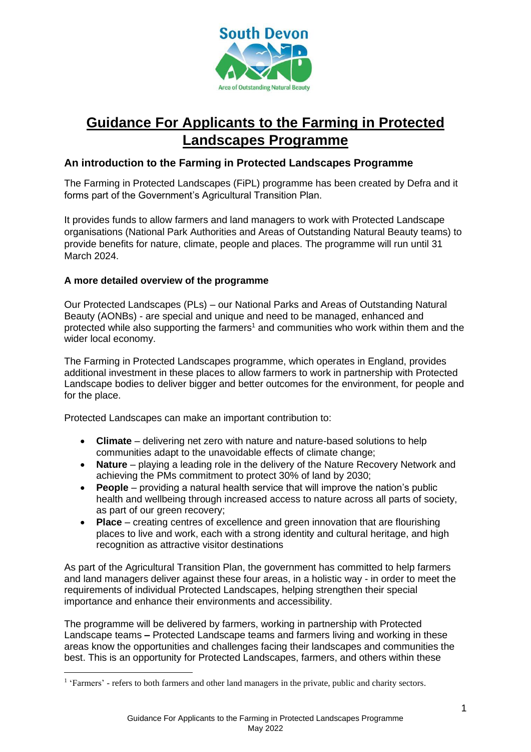# Guidance For Applicants to the Farming in Protected Landscapes Programme

## An introduction to the Farming in Protected Landscapes Programme

The Farming in Protected Landscapes (FiPL) programme has been created by Defra and it forms part of the Government's Agricultural Transition Plan.

It provides funds to allow farmers and land managers to work with Protected Landscape organisations (National Park Authorities and Areas of Outstanding Natural Beauty teams) to provide benefits for nature, climate, people and places. The programme will run until 31 March 2024.

### A more detailed overview of the programme

Our Protected Landscapes (PLs) – our National Parks and Areas of Outstanding Natural Beauty (AONBs) - are special and unique and need to be managed, enhanced and protected while also supporting the farmers[1] and communities who work within them and the wider local economy.

The Farming in Protected Landscapes programme, which operates in England, provides additional investment in these places to allow farmers to work in partnership with Protected Landscape bodies to deliver bigger and better outcomes for the environment, for people and for the place.

Protected Landscapes can make an important contribution to:

- **Climate** – delivering net zero with nature and nature-based solutions to help communities adapt to the unavoidable effects of climate change;
- **Nature** – playing a leading role in the delivery of the Nature Recovery Network and achieving the PMs commitment to protect 30% of land by 2030;
- **People** – providing a natural health service that will improve the nation's public health and wellbeing through increased access to nature across all parts of society, as part of our green recovery;
- **Place** – creating centres of excellence and green innovation that are flourishing places to live and work, each with a strong identity and cultural heritage, and high recognition as attractive visitor destinations

As part of the Agricultural Transition Plan, the government has committed to help farmers and land managers deliver against these four areas, in a holistic way - in order to meet the requirements of individual Protected Landscapes, helping strengthen their special importance and enhance their environments and accessibility.

The programme will be delivered by farmers, working in partnership with Protected Landscape teams **–** Protected Landscape teams and farmers living and working in these areas know the opportunities and challenges facing their landscapes and communities the best. This is an opportunity for Protected Landscapes, farmers, and others within these

[1] 'Farmers' - refers to both farmers and other land managers in the private, public and charity sectors.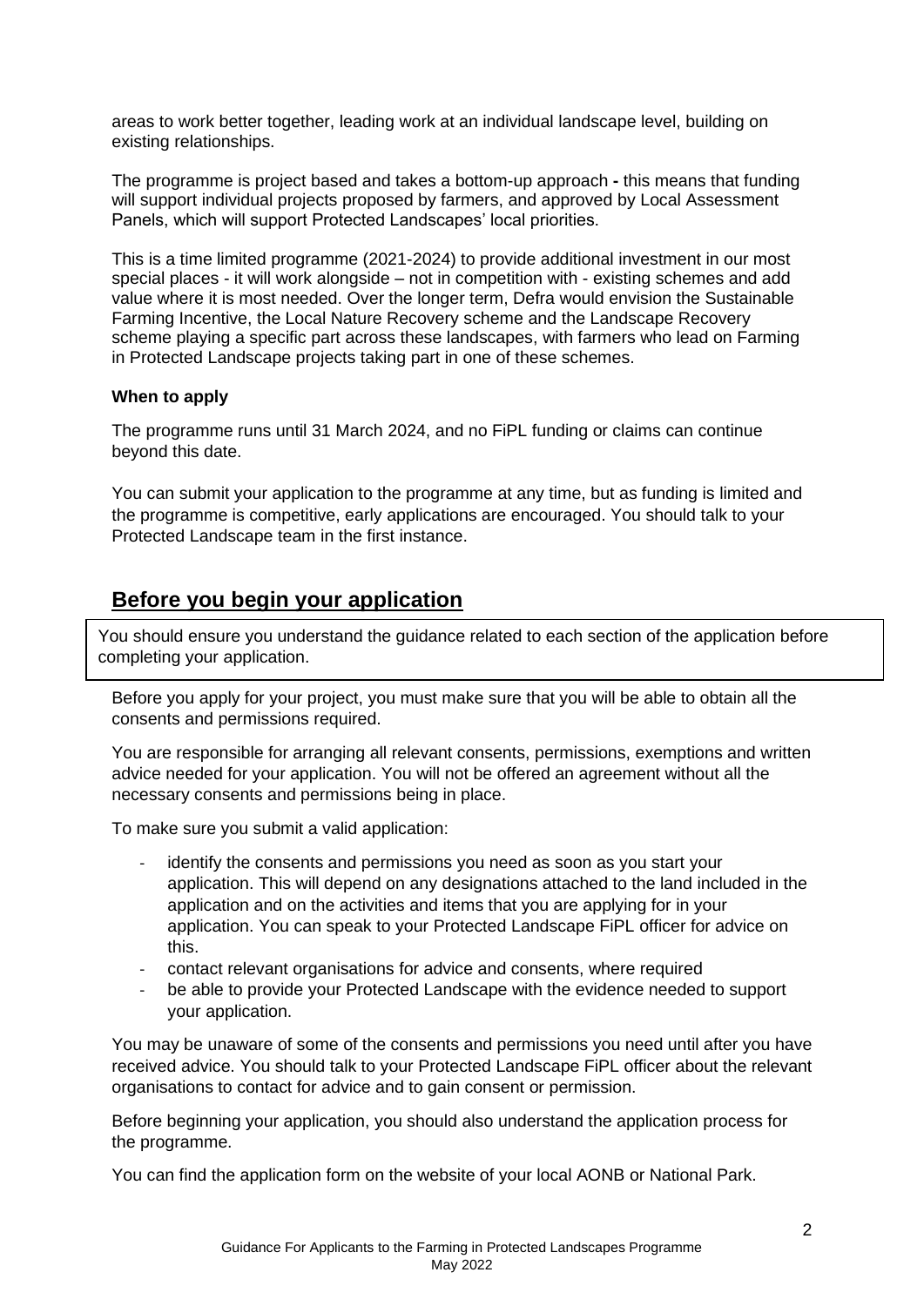areas to work better together, leading work at an individual landscape level, building on existing relationships.

The programme is project based and takes a bottom-up approach **-** this means that funding will support individual projects proposed by farmers, and approved by Local Assessment Panels, which will support Protected Landscapes' local priorities.

This is a time limited programme (2021-2024) to provide additional investment in our most special places - it will work alongside – not in competition with - existing schemes and add value where it is most needed. Over the longer term, Defra would envision the Sustainable Farming Incentive, the Local Nature Recovery scheme and the Landscape Recovery scheme playing a specific part across these landscapes, with farmers who lead on Farming in Protected Landscape projects taking part in one of these schemes.

**When to apply**

The programme runs until 31 March 2024, and no FiPL funding or claims can continue beyond this date.

You can submit your application to the programme at any time, but as funding is limited and the programme is competitive, early applications are encouraged. You should talk to your Protected Landscape team in the first instance.

## Before you begin your application

You should ensure you understand the guidance related to each section of the application before completing your application.

Before you apply for your project, you must make sure that you will be able to obtain all the consents and permissions required.

You are responsible for arranging all relevant consents, permissions, exemptions and written advice needed for your application. You will not be offered an agreement without all the necessary consents and permissions being in place.

To make sure you submit a valid application:

- identify the consents and permissions you need as soon as you start your application. This will depend on any designations attached to the land included in the application and on the activities and items that you are applying for in your application. You can speak to your Protected Landscape FiPL officer for advice on this.
- contact relevant organisations for advice and consents, where required
- be able to provide your Protected Landscape with the evidence needed to support your application.

You may be unaware of some of the consents and permissions you need until after you have received advice. You should talk to your Protected Landscape FiPL officer about the relevant organisations to contact for advice and to gain consent or permission.

Before beginning your application, you should also understand the application process for the programme.

You can find the application form on the website of your local AONB or National Park.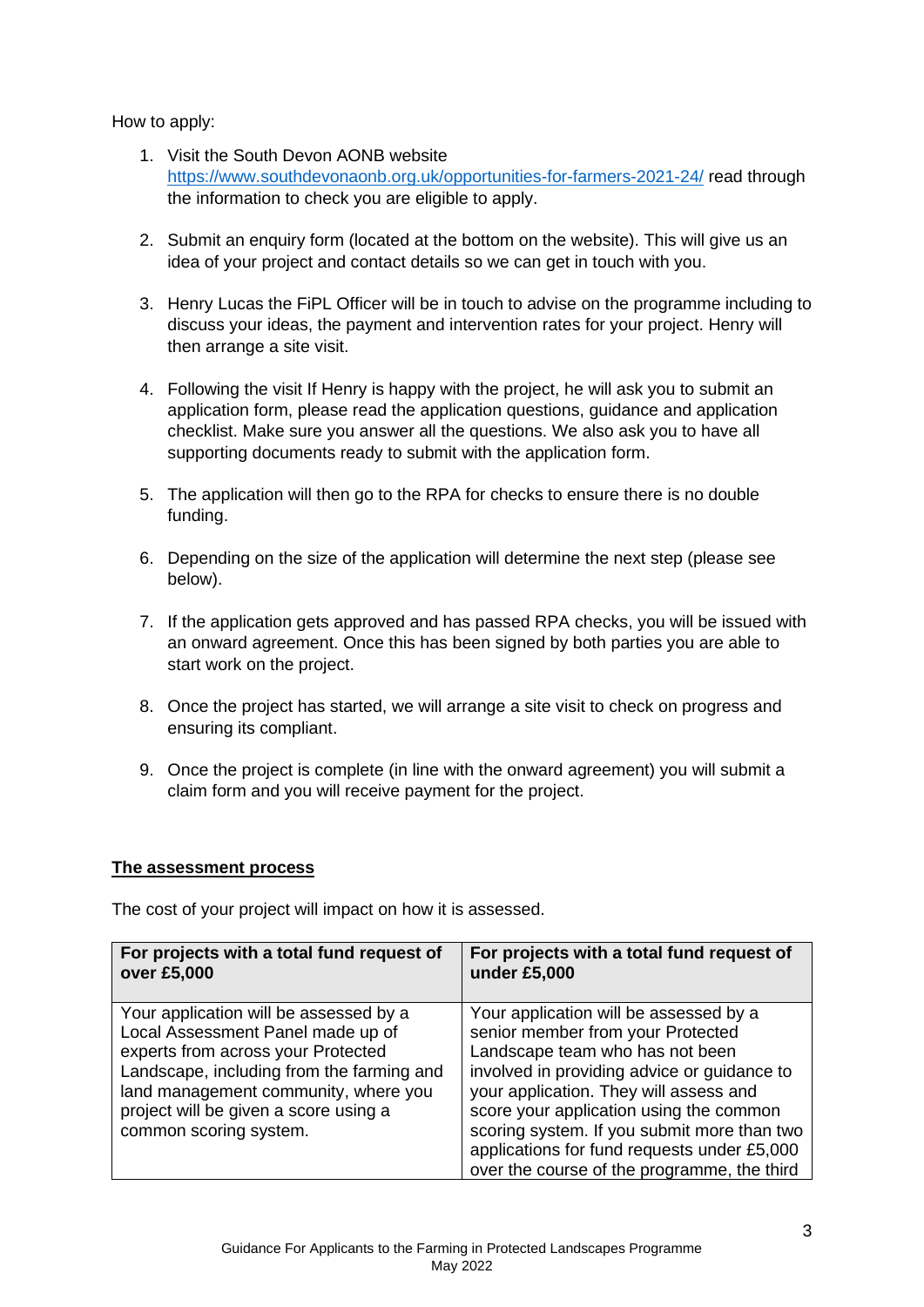How to apply:

1. Visit the South Devon AONB website https://www.southdevonaonb.org.uk/opportunities-for-farmers-2021-24/ read through the information to check you are eligible to apply.

2. Submit an enquiry form (located at the bottom on the website). This will give us an idea of your project and contact details so we can get in touch with you.

3. Henry Lucas the FiPL Officer will be in touch to advise on the programme including to discuss your ideas, the payment and intervention rates for your project. Henry will then arrange a site visit.

4. Following the visit If Henry is happy with the project, he will ask you to submit an application form, please read the application questions, guidance and application checklist. Make sure you answer all the questions. We also ask you to have all supporting documents ready to submit with the application form.

5. The application will then go to the RPA for checks to ensure there is no double funding.

6. Depending on the size of the application will determine the next step (please see below).

7. If the application gets approved and has passed RPA checks, you will be issued with an onward agreement. Once this has been signed by both parties you are able to start work on the project.

8. Once the project has started, we will arrange a site visit to check on progress and ensuring its compliant.

9. Once the project is complete (in line with the onward agreement) you will submit a claim form and you will receive payment for the project.

## The assessment process

The cost of your project will impact on how it is assessed.

| For projects with a total fund request of over £5,000 | For projects with a total fund request of under £5,000 |
|---|---|
| Your application will be assessed by a Local Assessment Panel made up of experts from across your Protected Landscape, including from the farming and land management community, where you project will be given a score using a common scoring system. | Your application will be assessed by a senior member from your Protected Landscape team who has not been involved in providing advice or guidance to your application. They will assess and score your application using the common scoring system. If you submit more than two applications for fund requests under £5,000 over the course of the programme, the third |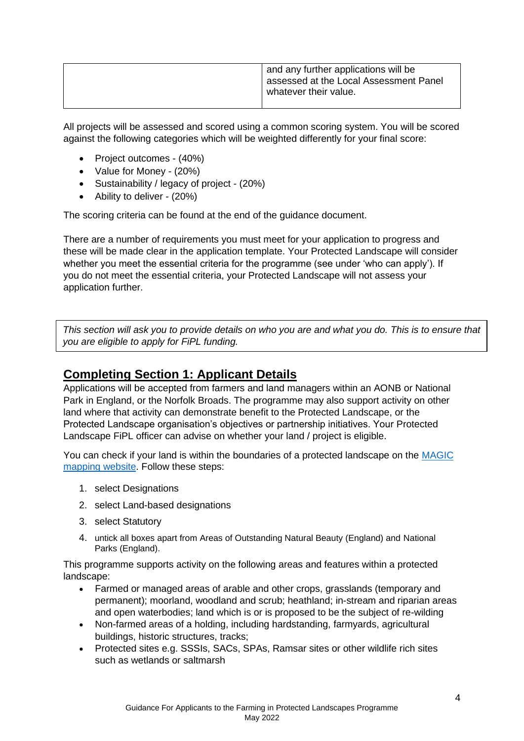| | and any further applications will be assessed at the Local Assessment Panel whatever their value. |
|---|---|

All projects will be assessed and scored using a common scoring system. You will be scored against the following categories which will be weighted differently for your final score:

- Project outcomes - (40%)
- Value for Money - (20%)
- Sustainability / legacy of project - (20%)
- Ability to deliver - (20%)

The scoring criteria can be found at the end of the guidance document.

There are a number of requirements you must meet for your application to progress and these will be made clear in the application template. Your Protected Landscape will consider whether you meet the essential criteria for the programme (see under 'who can apply'). If you do not meet the essential criteria, your Protected Landscape will not assess your application further.

*This section will ask you to provide details on who you are and what you do. This is to ensure that you are eligible to apply for FiPL funding.*

## Completing Section 1: Applicant Details

Applications will be accepted from farmers and land managers within an AONB or National Park in England, or the Norfolk Broads. The programme may also support activity on other land where that activity can demonstrate benefit to the Protected Landscape, or the Protected Landscape organisation's objectives or partnership initiatives. Your Protected Landscape FiPL officer can advise on whether your land / project is eligible.

You can check if your land is within the boundaries of a protected landscape on the [MAGIC mapping website](). Follow these steps:

1. select Designations
2. select Land-based designations
3. select Statutory
4. untick all boxes apart from Areas of Outstanding Natural Beauty (England) and National Parks (England).

This programme supports activity on the following areas and features within a protected landscape:

- Farmed or managed areas of arable and other crops, grasslands (temporary and permanent); moorland, woodland and scrub; heathland; in-stream and riparian areas and open waterbodies; land which is or is proposed to be the subject of re-wilding
- Non-farmed areas of a holding, including hardstanding, farmyards, agricultural buildings, historic structures, tracks;
- Protected sites e.g. SSSIs, SACs, SPAs, Ramsar sites or other wildlife rich sites such as wetlands or saltmarsh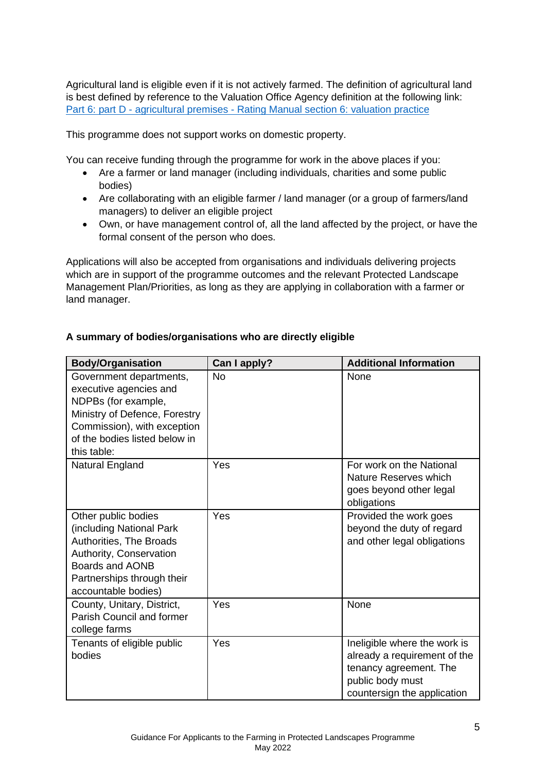Agricultural land is eligible even if it is not actively farmed. The definition of agricultural land is best defined by reference to the Valuation Office Agency definition at the following link: [Part 6: part D - agricultural premises - Rating Manual section 6: valuation practice]()

This programme does not support works on domestic property.

You can receive funding through the programme for work in the above places if you:

- Are a farmer or land manager (including individuals, charities and some public bodies)
- Are collaborating with an eligible farmer / land manager (or a group of farmers/land managers) to deliver an eligible project
- Own, or have management control of, all the land affected by the project, or have the formal consent of the person who does.

Applications will also be accepted from organisations and individuals delivering projects which are in support of the programme outcomes and the relevant Protected Landscape Management Plan/Priorities, as long as they are applying in collaboration with a farmer or land manager.

**A summary of bodies/organisations who are directly eligible**

| Body/Organisation | Can I apply? | Additional Information |
|---|---|---|
| Government departments, executive agencies and NDPBs (for example, Ministry of Defence, Forestry Commission), with exception of the bodies listed below in this table: | No | None |
| Natural England | Yes | For work on the National Nature Reserves which goes beyond other legal obligations |
| Other public bodies (including National Park Authorities, The Broads Authority, Conservation Boards and AONB Partnerships through their accountable bodies) | Yes | Provided the work goes beyond the duty of regard and other legal obligations |
| County, Unitary, District, Parish Council and former college farms | Yes | None |
| Tenants of eligible public bodies | Yes | Ineligible where the work is already a requirement of the tenancy agreement. The public body must countersign the application |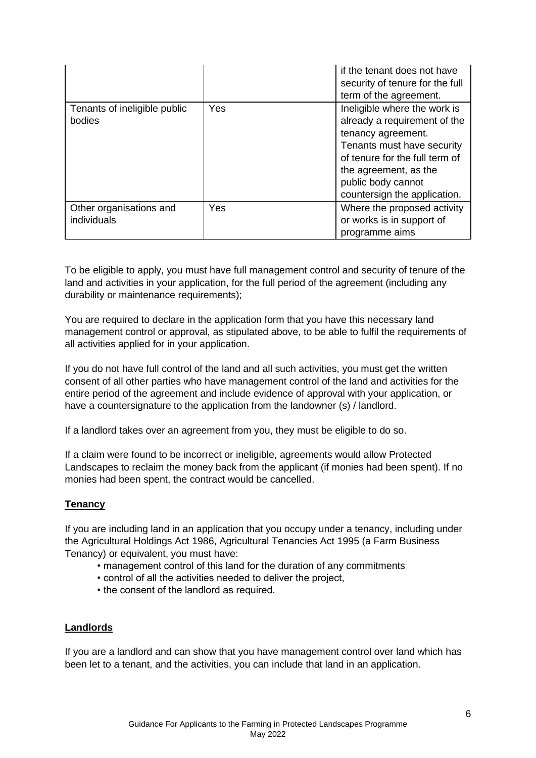| | | |
|---|---|---|
| | | if the tenant does not have security of tenure for the full term of the agreement. |
| Tenants of ineligible public bodies | Yes | Ineligible where the work is already a requirement of the tenancy agreement. Tenants must have security of tenure for the full term of the agreement, as the public body cannot countersign the application. |
| Other organisations and individuals | Yes | Where the proposed activity or works is in support of programme aims |

To be eligible to apply, you must have full management control and security of tenure of the land and activities in your application, for the full period of the agreement (including any durability or maintenance requirements);

You are required to declare in the application form that you have this necessary land management control or approval, as stipulated above, to be able to fulfil the requirements of all activities applied for in your application.

If you do not have full control of the land and all such activities, you must get the written consent of all other parties who have management control of the land and activities for the entire period of the agreement and include evidence of approval with your application, or have a countersignature to the application from the landowner (s) / landlord.

If a landlord takes over an agreement from you, they must be eligible to do so.

If a claim were found to be incorrect or ineligible, agreements would allow Protected Landscapes to reclaim the money back from the applicant (if monies had been spent). If no monies had been spent, the contract would be cancelled.

**Tenancy**

If you are including land in an application that you occupy under a tenancy, including under the Agricultural Holdings Act 1986, Agricultural Tenancies Act 1995 (a Farm Business Tenancy) or equivalent, you must have:

- management control of this land for the duration of any commitments
- control of all the activities needed to deliver the project,
- the consent of the landlord as required.

**Landlords**

If you are a landlord and can show that you have management control over land which has been let to a tenant, and the activities, you can include that land in an application.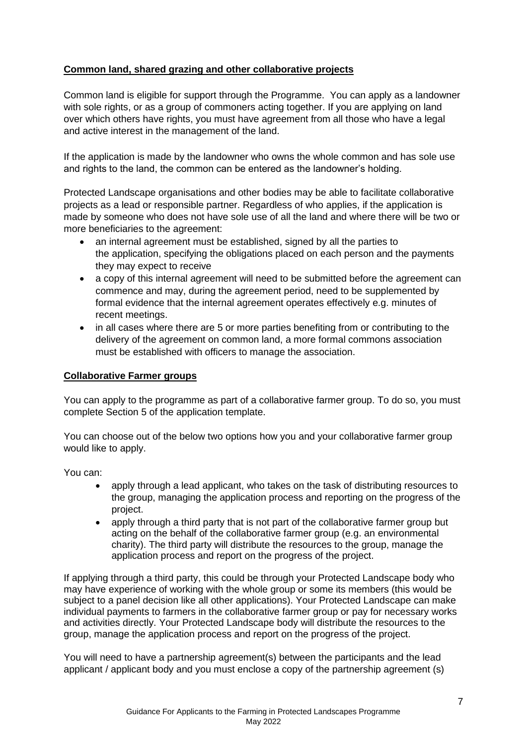**Common land, shared grazing and other collaborative projects**

Common land is eligible for support through the Programme. You can apply as a landowner with sole rights, or as a group of commoners acting together. If you are applying on land over which others have rights, you must have agreement from all those who have a legal and active interest in the management of the land.

If the application is made by the landowner who owns the whole common and has sole use and rights to the land, the common can be entered as the landowner's holding.

Protected Landscape organisations and other bodies may be able to facilitate collaborative projects as a lead or responsible partner. Regardless of who applies, if the application is made by someone who does not have sole use of all the land and where there will be two or more beneficiaries to the agreement:

- an internal agreement must be established, signed by all the parties to the application, specifying the obligations placed on each person and the payments they may expect to receive
- a copy of this internal agreement will need to be submitted before the agreement can commence and may, during the agreement period, need to be supplemented by formal evidence that the internal agreement operates effectively e.g. minutes of recent meetings.
- in all cases where there are 5 or more parties benefiting from or contributing to the delivery of the agreement on common land, a more formal commons association must be established with officers to manage the association.

**Collaborative Farmer groups**

You can apply to the programme as part of a collaborative farmer group. To do so, you must complete Section 5 of the application template.

You can choose out of the below two options how you and your collaborative farmer group would like to apply.

You can:

- apply through a lead applicant, who takes on the task of distributing resources to the group, managing the application process and reporting on the progress of the project.
- apply through a third party that is not part of the collaborative farmer group but acting on the behalf of the collaborative farmer group (e.g. an environmental charity). The third party will distribute the resources to the group, manage the application process and report on the progress of the project.

If applying through a third party, this could be through your Protected Landscape body who may have experience of working with the whole group or some its members (this would be subject to a panel decision like all other applications). Your Protected Landscape can make individual payments to farmers in the collaborative farmer group or pay for necessary works and activities directly. Your Protected Landscape body will distribute the resources to the group, manage the application process and report on the progress of the project.

You will need to have a partnership agreement(s) between the participants and the lead applicant / applicant body and you must enclose a copy of the partnership agreement (s)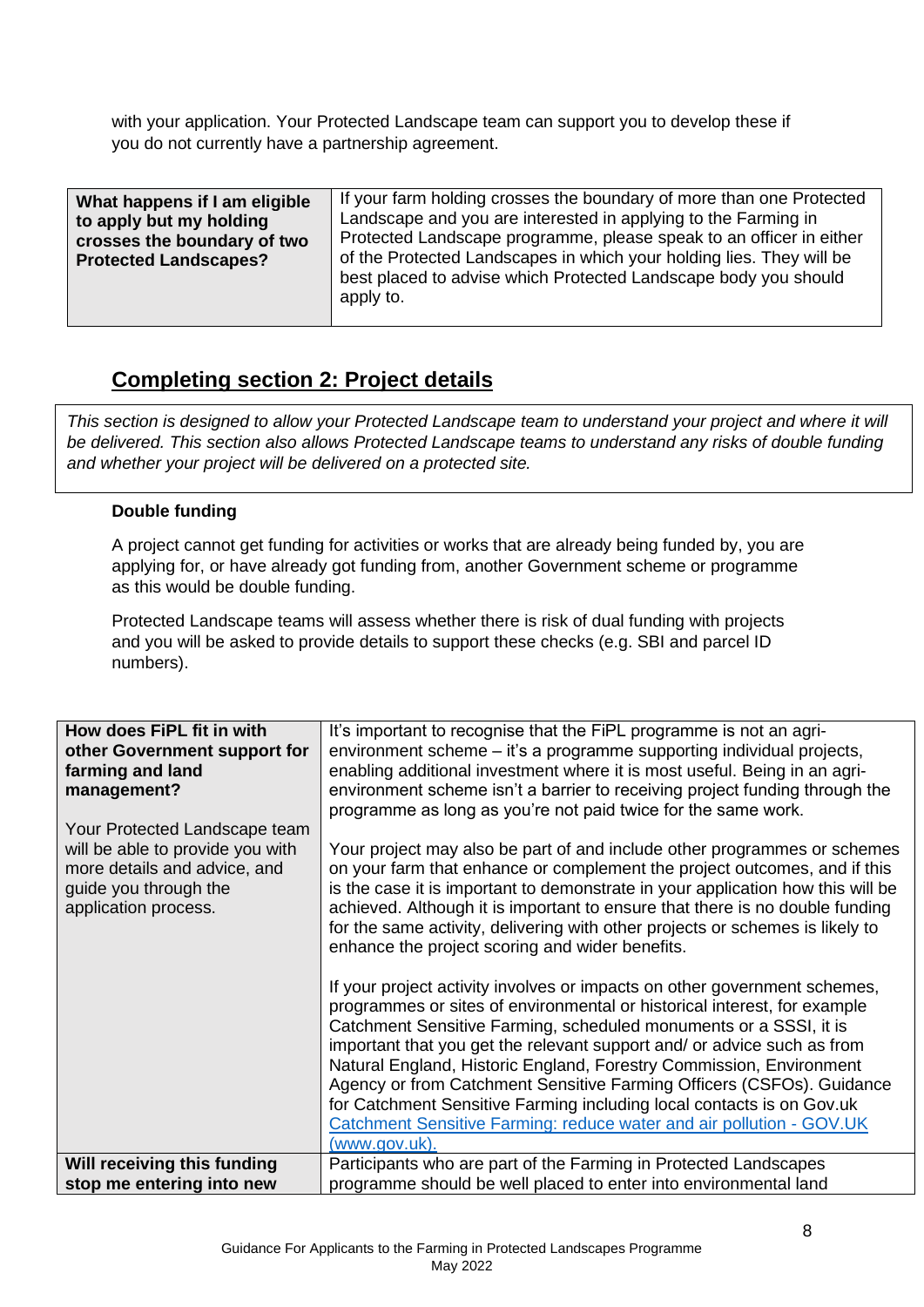with your application. Your Protected Landscape team can support you to develop these if you do not currently have a partnership agreement.

| **What happens if I am eligible to apply but my holding crosses the boundary of two Protected Landscapes?** | If your farm holding crosses the boundary of more than one Protected Landscape and you are interested in applying to the Farming in Protected Landscape programme, please speak to an officer in either of the Protected Landscapes in which your holding lies. They will be best placed to advise which Protected Landscape body you should apply to. |
|---|---|

## Completing section 2: Project details

*This section is designed to allow your Protected Landscape team to understand your project and where it will be delivered. This section also allows Protected Landscape teams to understand any risks of double funding and whether your project will be delivered on a protected site.*

**Double funding**

A project cannot get funding for activities or works that are already being funded by, you are applying for, or have already got funding from, another Government scheme or programme as this would be double funding.

Protected Landscape teams will assess whether there is risk of dual funding with projects and you will be asked to provide details to support these checks (e.g. SBI and parcel ID numbers).

| **How does FiPL fit in with other Government support for farming and land management?**<br><br>Your Protected Landscape team will be able to provide you with more details and advice, and guide you through the application process. | It's important to recognise that the FiPL programme is not an agri-environment scheme – it's a programme supporting individual projects, enabling additional investment where it is most useful. Being in an agri-environment scheme isn't a barrier to receiving project funding through the programme as long as you're not paid twice for the same work.<br><br>Your project may also be part of and include other programmes or schemes on your farm that enhance or complement the project outcomes, and if this is the case it is important to demonstrate in your application how this will be achieved. Although it is important to ensure that there is no double funding for the same activity, delivering with other projects or schemes is likely to enhance the project scoring and wider benefits.<br><br>If your project activity involves or impacts on other government schemes, programmes or sites of environmental or historical interest, for example Catchment Sensitive Farming, scheduled monuments or a SSSI, it is important that you get the relevant support and/ or advice such as from Natural England, Historic England, Forestry Commission, Environment Agency or from Catchment Sensitive Farming Officers (CSFOs). Guidance for Catchment Sensitive Farming including local contacts is on Gov.uk [Catchment Sensitive Farming: reduce water and air pollution - GOV.UK (www.gov.uk).](www.gov.uk) |
|---|---|
| **Will receiving this funding stop me entering into new** | Participants who are part of the Farming in Protected Landscapes programme should be well placed to enter into environmental land |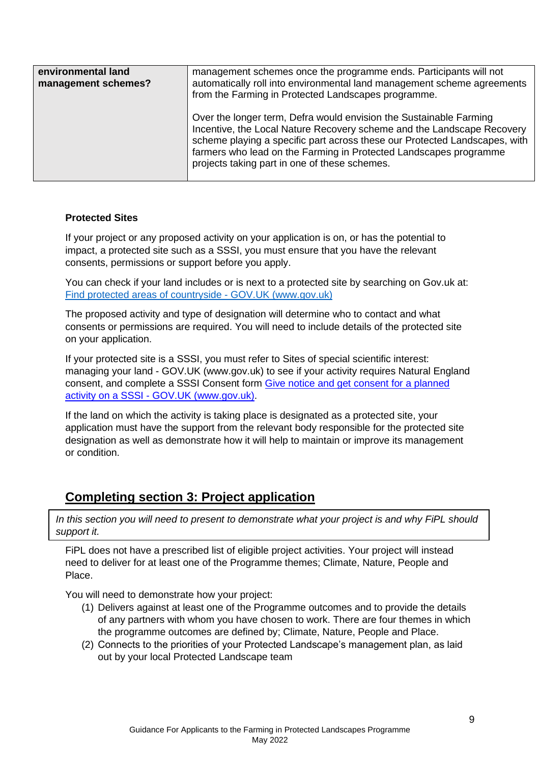| environmental land management schemes? | management schemes once the programme ends. Participants will not automatically roll into environmental land management scheme agreements from the Farming in Protected Landscapes programme.<br><br>Over the longer term, Defra would envision the Sustainable Farming Incentive, the Local Nature Recovery scheme and the Landscape Recovery scheme playing a specific part across these our Protected Landscapes, with farmers who lead on the Farming in Protected Landscapes programme projects taking part in one of these schemes. |
|---|---|

**Protected Sites**

If your project or any proposed activity on your application is on, or has the potential to impact, a protected site such as a SSSI, you must ensure that you have the relevant consents, permissions or support before you apply.

You can check if your land includes or is next to a protected site by searching on Gov.uk at: [Find protected areas of countryside - GOV.UK (www.gov.uk)]

The proposed activity and type of designation will determine who to contact and what consents or permissions are required. You will need to include details of the protected site on your application.

If your protected site is a SSSI, you must refer to Sites of special scientific interest: managing your land - GOV.UK (www.gov.uk) to see if your activity requires Natural England consent, and complete a SSSI Consent form [Give notice and get consent for a planned activity on a SSSI - GOV.UK (www.gov.uk)].

If the land on which the activity is taking place is designated as a protected site, your application must have the support from the relevant body responsible for the protected site designation as well as demonstrate how it will help to maintain or improve its management or condition.

## Completing section 3: Project application

*In this section you will need to present to demonstrate what your project is and why FiPL should support it.*

FiPL does not have a prescribed list of eligible project activities. Your project will instead need to deliver for at least one of the Programme themes; Climate, Nature, People and Place.

You will need to demonstrate how your project:

(1) Delivers against at least one of the Programme outcomes and to provide the details of any partners with whom you have chosen to work. There are four themes in which the programme outcomes are defined by; Climate, Nature, People and Place.
(2) Connects to the priorities of your Protected Landscape's management plan, as laid out by your local Protected Landscape team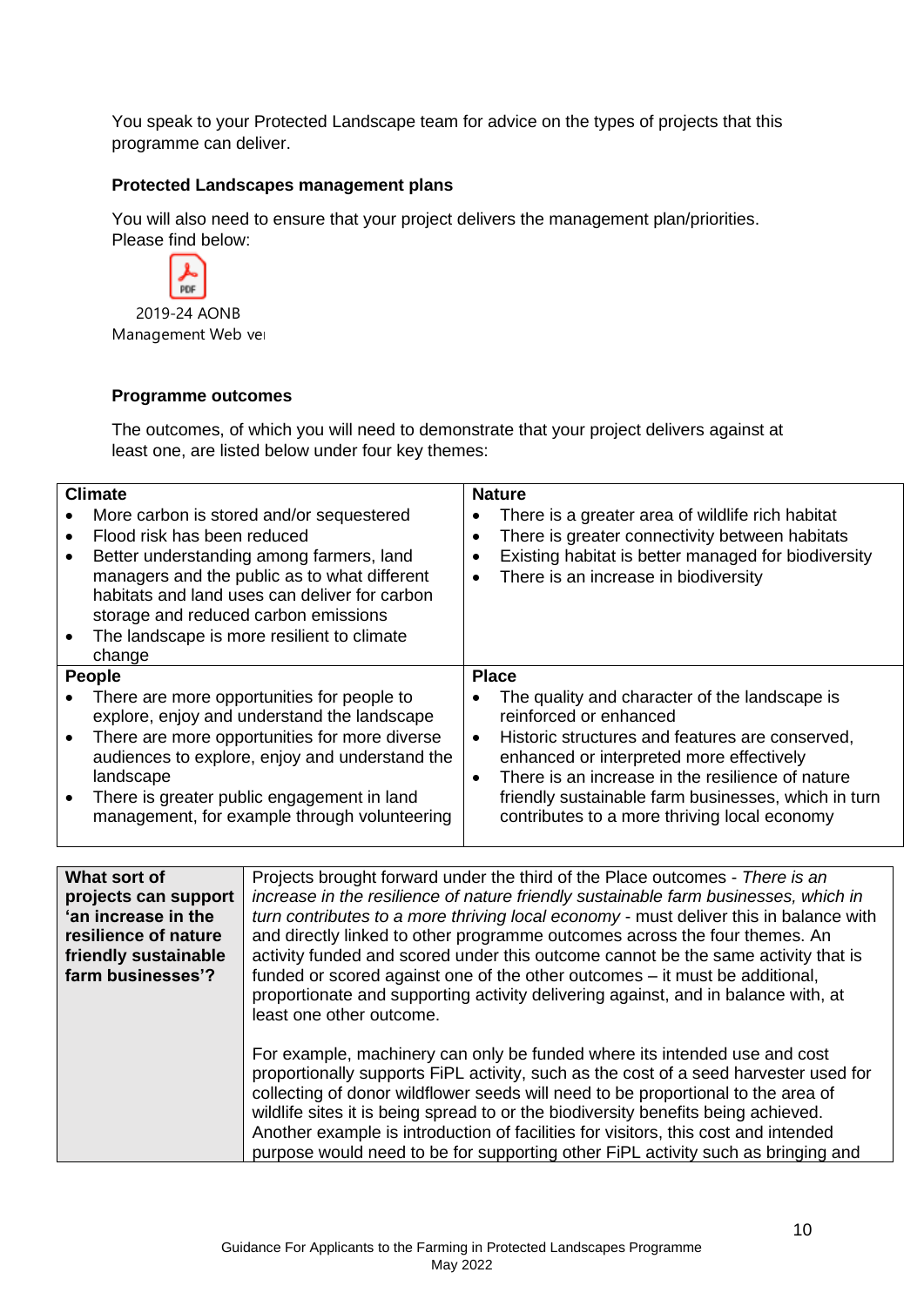You speak to your Protected Landscape team for advice on the types of projects that this programme can deliver.

### Protected Landscapes management plans

You will also need to ensure that your project delivers the management plan/priorities. Please find below:

2019-24 AONB Management Web ve

### Programme outcomes

The outcomes, of which you will need to demonstrate that your project delivers against at least one, are listed below under four key themes:

| **Climate** | **Nature** |
|---|---|
| • More carbon is stored and/or sequestered<br>• Flood risk has been reduced<br>• Better understanding among farmers, land managers and the public as to what different habitats and land uses can deliver for carbon storage and reduced carbon emissions<br>• The landscape is more resilient to climate change | • There is a greater area of wildlife rich habitat<br>• There is greater connectivity between habitats<br>• Existing habitat is better managed for biodiversity<br>• There is an increase in biodiversity |
| **People** | **Place** |
| • There are more opportunities for people to explore, enjoy and understand the landscape<br>• There are more opportunities for more diverse audiences to explore, enjoy and understand the landscape<br>• There is greater public engagement in land management, for example through volunteering | • The quality and character of the landscape is reinforced or enhanced<br>• Historic structures and features are conserved, enhanced or interpreted more effectively<br>• There is an increase in the resilience of nature friendly sustainable farm businesses, which in turn contributes to a more thriving local economy |

| **What sort of projects can support 'an increase in the resilience of nature friendly sustainable farm businesses'?** | Projects brought forward under the third of the Place outcomes - *There is an increase in the resilience of nature friendly sustainable farm businesses, which in turn contributes to a more thriving local economy* - must deliver this in balance with and directly linked to other programme outcomes across the four themes. An activity funded and scored under this outcome cannot be the same activity that is funded or scored against one of the other outcomes – it must be additional, proportionate and supporting activity delivering against, and in balance with, at least one other outcome.<br><br>For example, machinery can only be funded where its intended use and cost proportionally supports FiPL activity, such as the cost of a seed harvester used for collecting of donor wildflower seeds will need to be proportional to the area of wildlife sites it is being spread to or the biodiversity benefits being achieved. Another example is introduction of facilities for visitors, this cost and intended purpose would need to be for supporting other FiPL activity such as bringing and |
|---|---|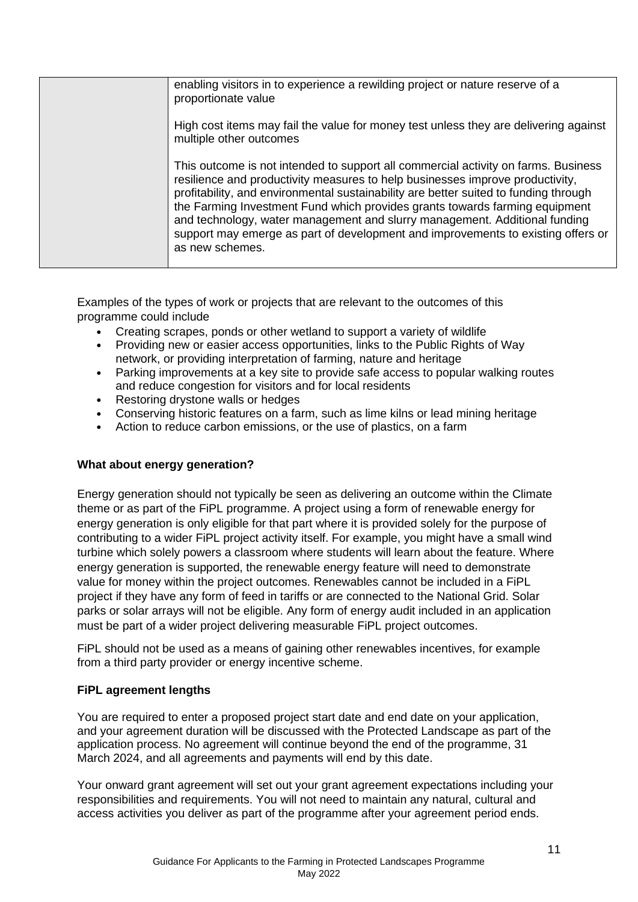| | |
|---|---|
| | enabling visitors in to experience a rewilding project or nature reserve of a proportionate value<br><br>High cost items may fail the value for money test unless they are delivering against multiple other outcomes<br><br>This outcome is not intended to support all commercial activity on farms. Business resilience and productivity measures to help businesses improve productivity, profitability, and environmental sustainability are better suited to funding through the Farming Investment Fund which provides grants towards farming equipment and technology, water management and slurry management. Additional funding support may emerge as part of development and improvements to existing offers or as new schemes. |

Examples of the types of work or projects that are relevant to the outcomes of this programme could include

- Creating scrapes, ponds or other wetland to support a variety of wildlife
- Providing new or easier access opportunities, links to the Public Rights of Way network, or providing interpretation of farming, nature and heritage
- Parking improvements at a key site to provide safe access to popular walking routes and reduce congestion for visitors and for local residents
- Restoring drystone walls or hedges
- Conserving historic features on a farm, such as lime kilns or lead mining heritage
- Action to reduce carbon emissions, or the use of plastics, on a farm

**What about energy generation?**

Energy generation should not typically be seen as delivering an outcome within the Climate theme or as part of the FiPL programme. A project using a form of renewable energy for energy generation is only eligible for that part where it is provided solely for the purpose of contributing to a wider FiPL project activity itself. For example, you might have a small wind turbine which solely powers a classroom where students will learn about the feature. Where energy generation is supported, the renewable energy feature will need to demonstrate value for money within the project outcomes. Renewables cannot be included in a FiPL project if they have any form of feed in tariffs or are connected to the National Grid. Solar parks or solar arrays will not be eligible. Any form of energy audit included in an application must be part of a wider project delivering measurable FiPL project outcomes.

FiPL should not be used as a means of gaining other renewables incentives, for example from a third party provider or energy incentive scheme.

**FiPL agreement lengths**

You are required to enter a proposed project start date and end date on your application, and your agreement duration will be discussed with the Protected Landscape as part of the application process. No agreement will continue beyond the end of the programme, 31 March 2024, and all agreements and payments will end by this date.

Your onward grant agreement will set out your grant agreement expectations including your responsibilities and requirements. You will not need to maintain any natural, cultural and access activities you deliver as part of the programme after your agreement period ends.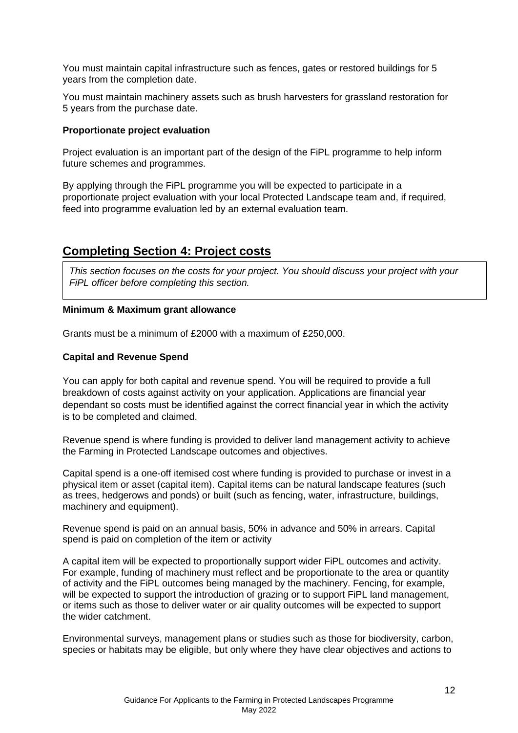You must maintain capital infrastructure such as fences, gates or restored buildings for 5 years from the completion date.

You must maintain machinery assets such as brush harvesters for grassland restoration for 5 years from the purchase date.

**Proportionate project evaluation**

Project evaluation is an important part of the design of the FiPL programme to help inform future schemes and programmes.

By applying through the FiPL programme you will be expected to participate in a proportionate project evaluation with your local Protected Landscape team and, if required, feed into programme evaluation led by an external evaluation team.

## Completing Section 4: Project costs

*This section focuses on the costs for your project. You should discuss your project with your FiPL officer before completing this section.*

**Minimum & Maximum grant allowance**

Grants must be a minimum of £2000 with a maximum of £250,000.

**Capital and Revenue Spend**

You can apply for both capital and revenue spend. You will be required to provide a full breakdown of costs against activity on your application. Applications are financial year dependant so costs must be identified against the correct financial year in which the activity is to be completed and claimed.

Revenue spend is where funding is provided to deliver land management activity to achieve the Farming in Protected Landscape outcomes and objectives.

Capital spend is a one-off itemised cost where funding is provided to purchase or invest in a physical item or asset (capital item). Capital items can be natural landscape features (such as trees, hedgerows and ponds) or built (such as fencing, water, infrastructure, buildings, machinery and equipment).

Revenue spend is paid on an annual basis, 50% in advance and 50% in arrears. Capital spend is paid on completion of the item or activity

A capital item will be expected to proportionally support wider FiPL outcomes and activity. For example, funding of machinery must reflect and be proportionate to the area or quantity of activity and the FiPL outcomes being managed by the machinery. Fencing, for example, will be expected to support the introduction of grazing or to support FiPL land management, or items such as those to deliver water or air quality outcomes will be expected to support the wider catchment.

Environmental surveys, management plans or studies such as those for biodiversity, carbon, species or habitats may be eligible, but only where they have clear objectives and actions to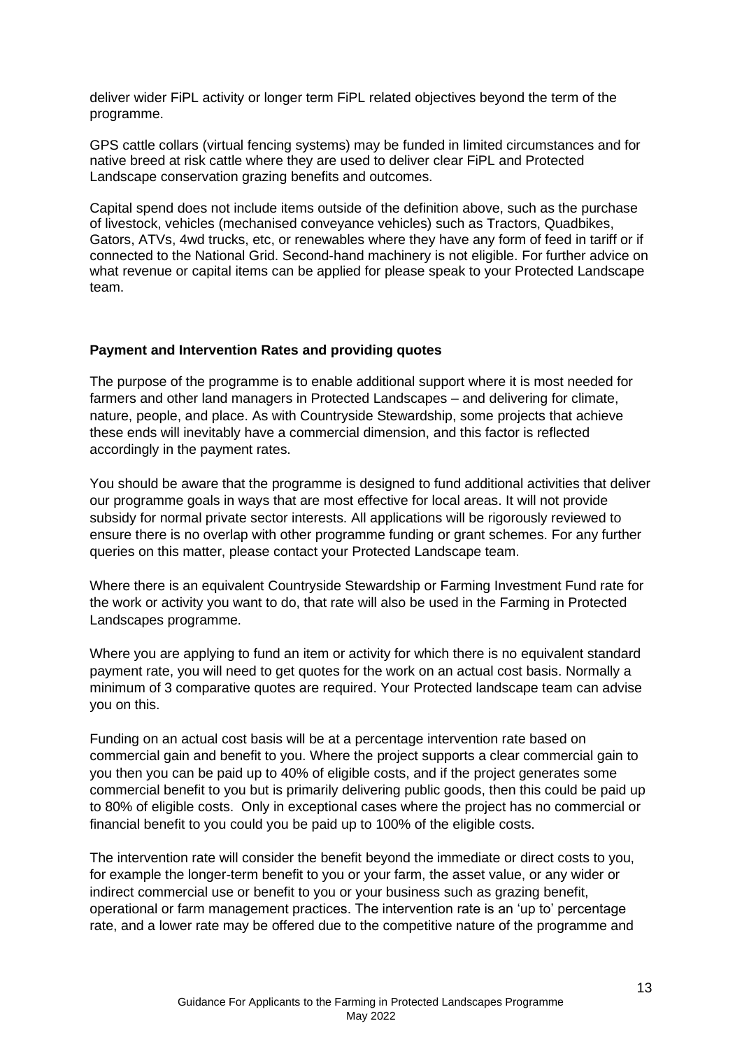deliver wider FiPL activity or longer term FiPL related objectives beyond the term of the programme.

GPS cattle collars (virtual fencing systems) may be funded in limited circumstances and for native breed at risk cattle where they are used to deliver clear FiPL and Protected Landscape conservation grazing benefits and outcomes.

Capital spend does not include items outside of the definition above, such as the purchase of livestock, vehicles (mechanised conveyance vehicles) such as Tractors, Quadbikes, Gators, ATVs, 4wd trucks, etc, or renewables where they have any form of feed in tariff or if connected to the National Grid. Second-hand machinery is not eligible. For further advice on what revenue or capital items can be applied for please speak to your Protected Landscape team.

**Payment and Intervention Rates and providing quotes**

The purpose of the programme is to enable additional support where it is most needed for farmers and other land managers in Protected Landscapes – and delivering for climate, nature, people, and place. As with Countryside Stewardship, some projects that achieve these ends will inevitably have a commercial dimension, and this factor is reflected accordingly in the payment rates.

You should be aware that the programme is designed to fund additional activities that deliver our programme goals in ways that are most effective for local areas. It will not provide subsidy for normal private sector interests. All applications will be rigorously reviewed to ensure there is no overlap with other programme funding or grant schemes. For any further queries on this matter, please contact your Protected Landscape team.

Where there is an equivalent Countryside Stewardship or Farming Investment Fund rate for the work or activity you want to do, that rate will also be used in the Farming in Protected Landscapes programme.

Where you are applying to fund an item or activity for which there is no equivalent standard payment rate, you will need to get quotes for the work on an actual cost basis. Normally a minimum of 3 comparative quotes are required. Your Protected landscape team can advise you on this.

Funding on an actual cost basis will be at a percentage intervention rate based on commercial gain and benefit to you. Where the project supports a clear commercial gain to you then you can be paid up to 40% of eligible costs, and if the project generates some commercial benefit to you but is primarily delivering public goods, then this could be paid up to 80% of eligible costs. Only in exceptional cases where the project has no commercial or financial benefit to you could you be paid up to 100% of the eligible costs.

The intervention rate will consider the benefit beyond the immediate or direct costs to you, for example the longer-term benefit to you or your farm, the asset value, or any wider or indirect commercial use or benefit to you or your business such as grazing benefit, operational or farm management practices. The intervention rate is an 'up to' percentage rate, and a lower rate may be offered due to the competitive nature of the programme and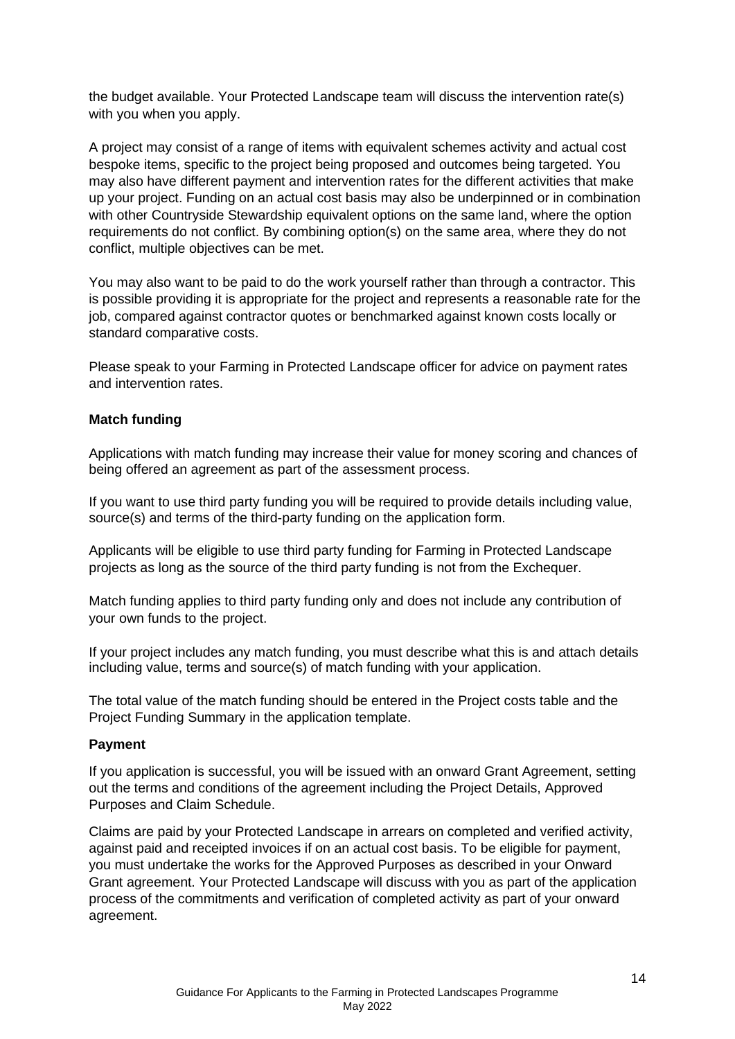the budget available. Your Protected Landscape team will discuss the intervention rate(s) with you when you apply.

A project may consist of a range of items with equivalent schemes activity and actual cost bespoke items, specific to the project being proposed and outcomes being targeted. You may also have different payment and intervention rates for the different activities that make up your project. Funding on an actual cost basis may also be underpinned or in combination with other Countryside Stewardship equivalent options on the same land, where the option requirements do not conflict. By combining option(s) on the same area, where they do not conflict, multiple objectives can be met.

You may also want to be paid to do the work yourself rather than through a contractor. This is possible providing it is appropriate for the project and represents a reasonable rate for the job, compared against contractor quotes or benchmarked against known costs locally or standard comparative costs.

Please speak to your Farming in Protected Landscape officer for advice on payment rates and intervention rates.

**Match funding**

Applications with match funding may increase their value for money scoring and chances of being offered an agreement as part of the assessment process.

If you want to use third party funding you will be required to provide details including value, source(s) and terms of the third-party funding on the application form.

Applicants will be eligible to use third party funding for Farming in Protected Landscape projects as long as the source of the third party funding is not from the Exchequer.

Match funding applies to third party funding only and does not include any contribution of your own funds to the project.

If your project includes any match funding, you must describe what this is and attach details including value, terms and source(s) of match funding with your application.

The total value of the match funding should be entered in the Project costs table and the Project Funding Summary in the application template.

**Payment**

If you application is successful, you will be issued with an onward Grant Agreement, setting out the terms and conditions of the agreement including the Project Details, Approved Purposes and Claim Schedule.

Claims are paid by your Protected Landscape in arrears on completed and verified activity, against paid and receipted invoices if on an actual cost basis. To be eligible for payment, you must undertake the works for the Approved Purposes as described in your Onward Grant agreement. Your Protected Landscape will discuss with you as part of the application process of the commitments and verification of completed activity as part of your onward agreement.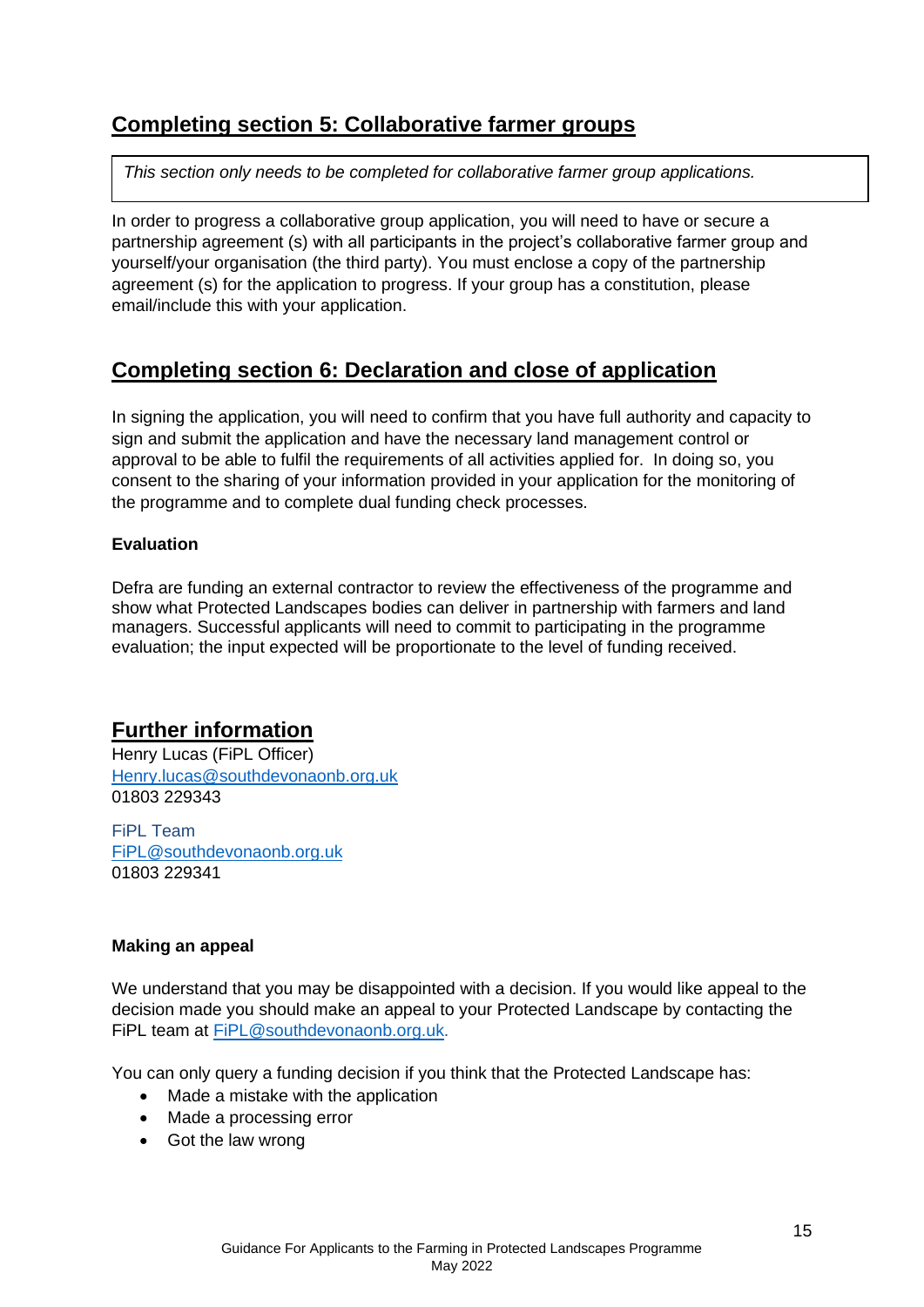## Completing section 5: Collaborative farmer groups

*This section only needs to be completed for collaborative farmer group applications.*

In order to progress a collaborative group application, you will need to have or secure a partnership agreement (s) with all participants in the project's collaborative farmer group and yourself/your organisation (the third party). You must enclose a copy of the partnership agreement (s) for the application to progress. If your group has a constitution, please email/include this with your application.

## Completing section 6: Declaration and close of application

In signing the application, you will need to confirm that you have full authority and capacity to sign and submit the application and have the necessary land management control or approval to be able to fulfil the requirements of all activities applied for. In doing so, you consent to the sharing of your information provided in your application for the monitoring of the programme and to complete dual funding check processes.

**Evaluation**

Defra are funding an external contractor to review the effectiveness of the programme and show what Protected Landscapes bodies can deliver in partnership with farmers and land managers. Successful applicants will need to commit to participating in the programme evaluation; the input expected will be proportionate to the level of funding received.

## Further information

Henry Lucas (FiPL Officer)
Henry.lucas@southdevonaonb.org.uk
01803 229343

FiPL Team
FiPL@southdevonaonb.org.uk
01803 229341

**Making an appeal**

We understand that you may be disappointed with a decision. If you would like appeal to the decision made you should make an appeal to your Protected Landscape by contacting the FiPL team at FiPL@southdevonaonb.org.uk.

You can only query a funding decision if you think that the Protected Landscape has:

- Made a mistake with the application
- Made a processing error
- Got the law wrong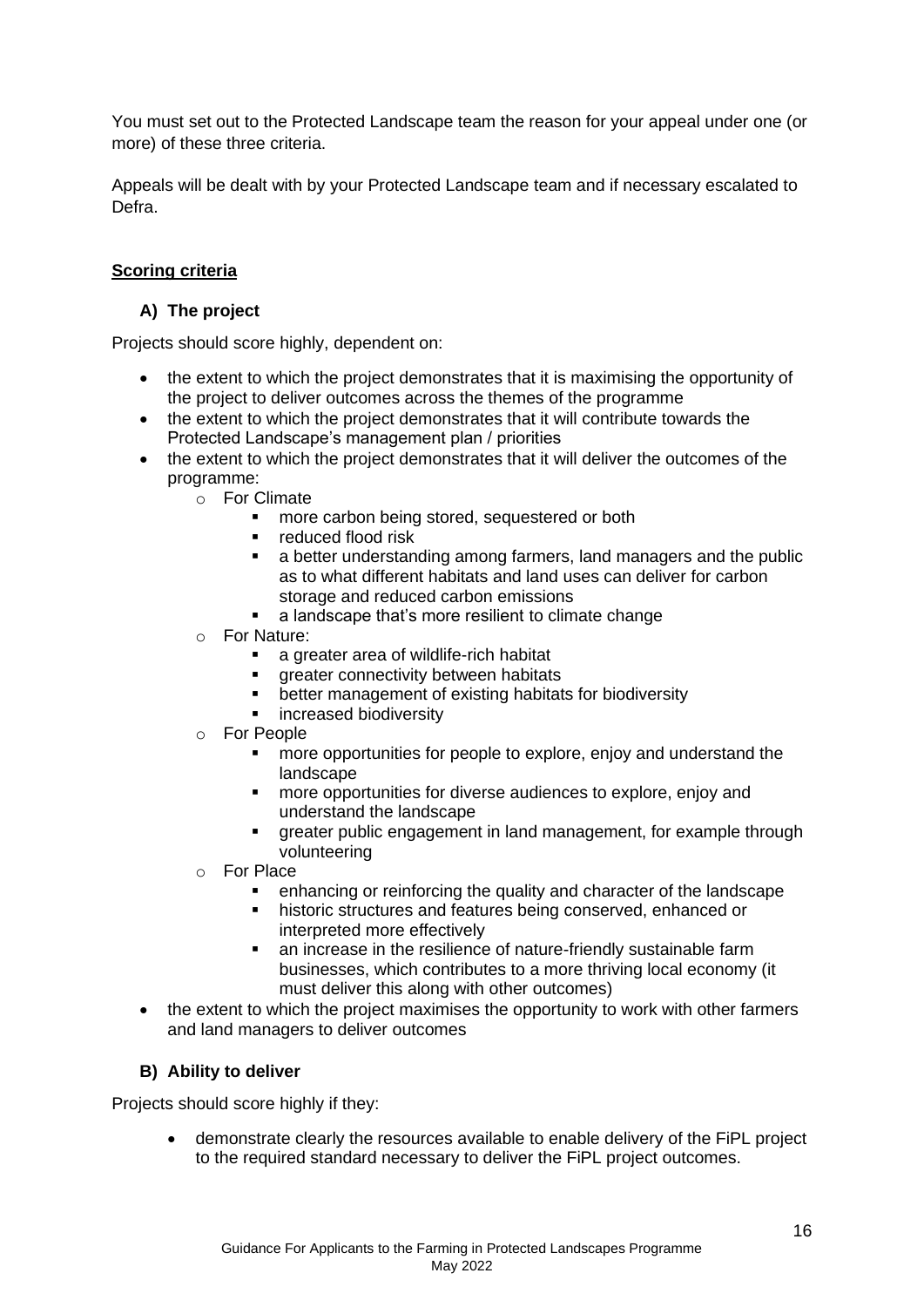You must set out to the Protected Landscape team the reason for your appeal under one (or more) of these three criteria.

Appeals will be dealt with by your Protected Landscape team and if necessary escalated to Defra.

## **Scoring criteria**

### **A) The project**

Projects should score highly, dependent on:

- the extent to which the project demonstrates that it is maximising the opportunity of the project to deliver outcomes across the themes of the programme
- the extent to which the project demonstrates that it will contribute towards the Protected Landscape's management plan / priorities
- the extent to which the project demonstrates that it will deliver the outcomes of the programme:
  - For Climate
    - more carbon being stored, sequestered or both
    - reduced flood risk
    - a better understanding among farmers, land managers and the public as to what different habitats and land uses can deliver for carbon storage and reduced carbon emissions
    - a landscape that's more resilient to climate change
  - For Nature:
    - a greater area of wildlife-rich habitat
    - greater connectivity between habitats
    - better management of existing habitats for biodiversity
    - increased biodiversity
  - For People
    - more opportunities for people to explore, enjoy and understand the landscape
    - more opportunities for diverse audiences to explore, enjoy and understand the landscape
    - greater public engagement in land management, for example through volunteering
  - For Place
    - enhancing or reinforcing the quality and character of the landscape
    - historic structures and features being conserved, enhanced or interpreted more effectively
    - an increase in the resilience of nature-friendly sustainable farm businesses, which contributes to a more thriving local economy (it must deliver this along with other outcomes)
- the extent to which the project maximises the opportunity to work with other farmers and land managers to deliver outcomes

### **B) Ability to deliver**

Projects should score highly if they:

- demonstrate clearly the resources available to enable delivery of the FiPL project to the required standard necessary to deliver the FiPL project outcomes.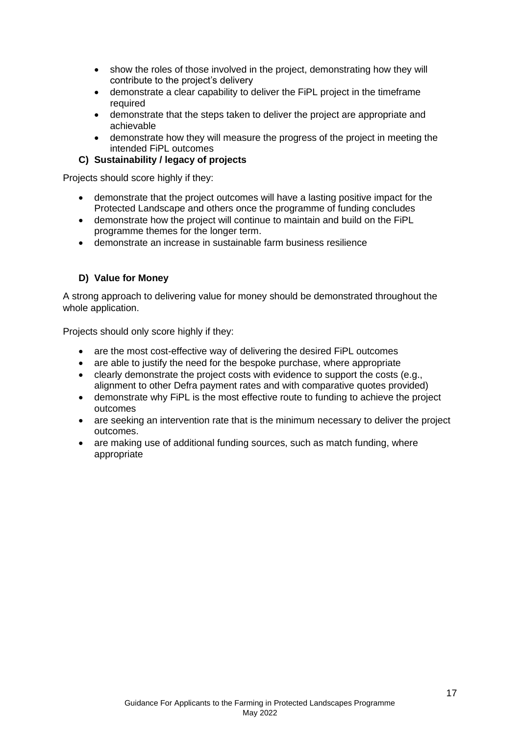- show the roles of those involved in the project, demonstrating how they will contribute to the project's delivery
- demonstrate a clear capability to deliver the FiPL project in the timeframe required
- demonstrate that the steps taken to deliver the project are appropriate and achievable
- demonstrate how they will measure the progress of the project in meeting the intended FiPL outcomes

**C) Sustainability / legacy of projects**

Projects should score highly if they:

- demonstrate that the project outcomes will have a lasting positive impact for the Protected Landscape and others once the programme of funding concludes
- demonstrate how the project will continue to maintain and build on the FiPL programme themes for the longer term.
- demonstrate an increase in sustainable farm business resilience

**D) Value for Money**

A strong approach to delivering value for money should be demonstrated throughout the whole application.

Projects should only score highly if they:

- are the most cost-effective way of delivering the desired FiPL outcomes
- are able to justify the need for the bespoke purchase, where appropriate
- clearly demonstrate the project costs with evidence to support the costs (e.g., alignment to other Defra payment rates and with comparative quotes provided)
- demonstrate why FiPL is the most effective route to funding to achieve the project outcomes
- are seeking an intervention rate that is the minimum necessary to deliver the project outcomes.
- are making use of additional funding sources, such as match funding, where appropriate